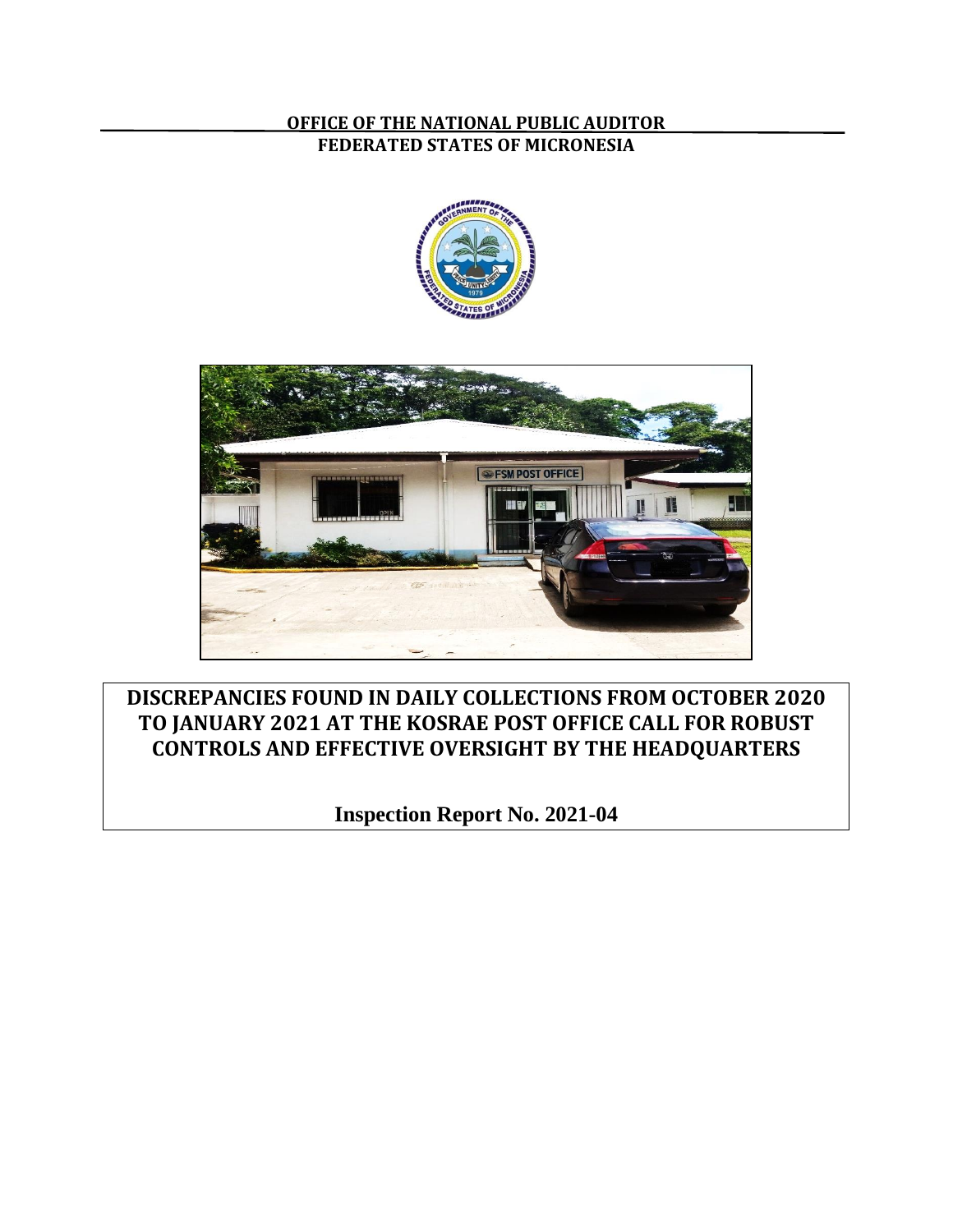**OFFICE OF THE NATIONAL PUBLIC AUDITOR**
**FEDERATED STATES OF MICRONESIA**

# DISCREPANCIES FOUND IN DAILY COLLECTIONS FROM OCTOBER 2020 TO JANUARY 2021 AT THE KOSRAE POST OFFICE CALL FOR ROBUST CONTROLS AND EFFECTIVE OVERSIGHT BY THE HEADQUARTERS

**Inspection Report No. 2021-04**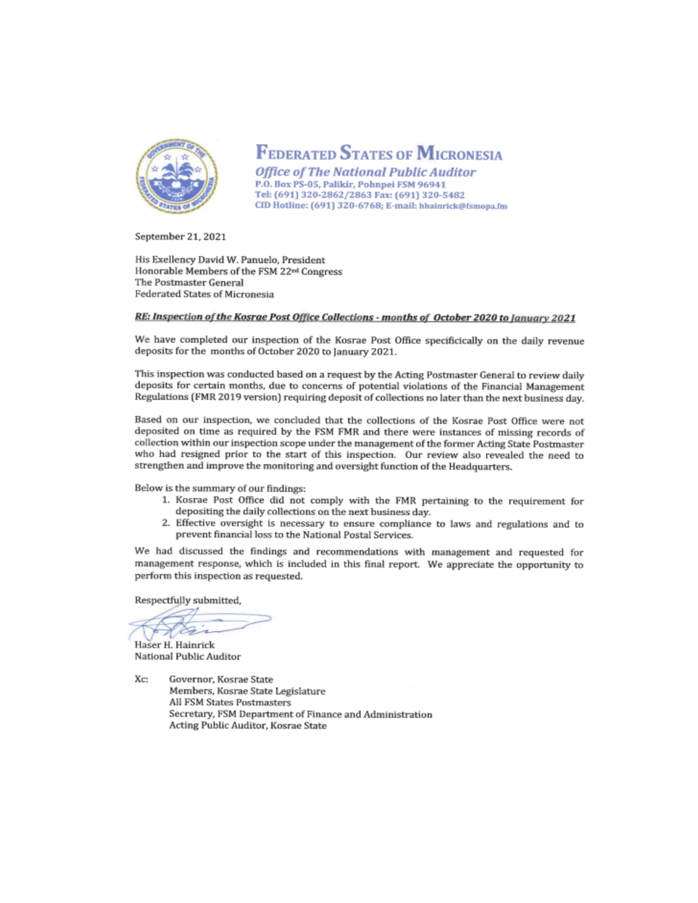# Federated States of Micronesia

***Office of The National Public Auditor***
**P.O. Box PS-05, Palikir, Pohnpei FSM 96941**
**Tel: (691) 320-2862/2863 Fax: (691) 320-5482**
**CID Hotline: (691) 320-6768; E-mail: hhainrick@fsmopa.fm**

September 21, 2021

His Exellency David W. Panuelo, President
Honorable Members of the FSM 22nd Congress
The Postmaster General
Federated States of Micronesia

***RE: Inspection of the Kosrae Post Office Collections - months of October 2020 to January 2021***

We have completed our inspection of the Kosrae Post Office specificically on the daily revenue deposits for the months of October 2020 to January 2021.

This inspection was conducted based on a request by the Acting Postmaster General to review daily deposits for certain months, due to concerns of potential violations of the Financial Management Regulations (FMR 2019 version) requiring deposit of collections no later than the next business day.

Based on our inspection, we concluded that the collections of the Kosrae Post Office were not deposited on time as required by the FSM FMR and there were instances of missing records of collection within our inspection scope under the management of the former Acting State Postmaster who had resigned prior to the start of this inspection. Our review also revealed the need to strengthen and improve the monitoring and oversight function of the Headquarters.

Below is the summary of our findings:

1. Kosrae Post Office did not comply with the FMR pertaining to the requirement for depositing the daily collections on the next business day.
2. Effective oversight is necessary to ensure compliance to laws and regulations and to prevent financial loss to the National Postal Services.

We had discussed the findings and recommendations with management and requested for management response, which is included in this final report. We appreciate the opportunity to perform this inspection as requested.

Respectfully submitted,

Haser H. Hainrick
National Public Auditor

Xc: Governor, Kosrae State
Members, Kosrae State Legislature
All FSM States Postmasters
Secretary, FSM Department of Finance and Administration
Acting Public Auditor, Kosrae State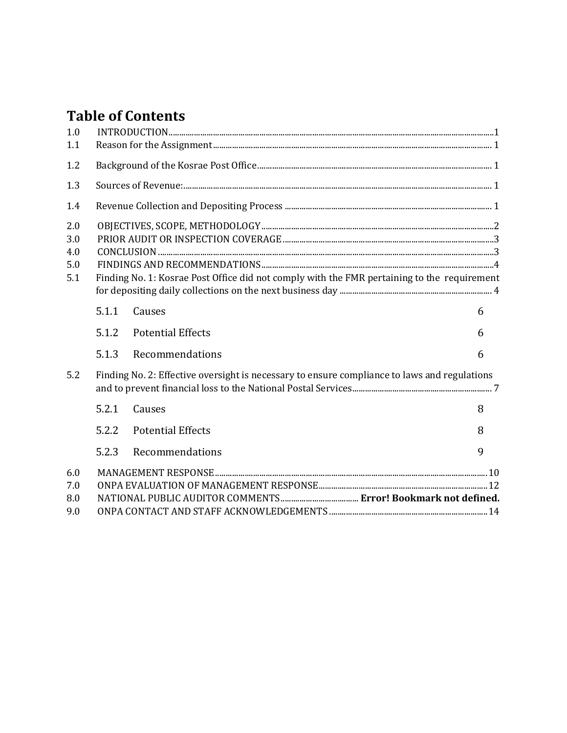# Table of Contents

1.0 INTRODUCTION........................................................................................................................................1

1.1 Reason for the Assignment........................................................................................................ 1

1.2 Background of the Kosrae Post Office...................................................................................... 1

1.3 Sources of Revenue:................................................................................................................... 1

1.4 Revenue Collection and Depositing Process ............................................................................ 1

2.0 OBJECTIVES, SCOPE, METHODOLOGY..............................................................................................2

3.0 PRIOR AUDIT OR INSPECTION COVERAGE.......................................................................................3

4.0 CONCLUSION ..........................................................................................................................................3

5.0 FINDINGS AND RECOMMENDATIONS...............................................................................................4

5.1 Finding No. 1: Kosrae Post Office did not comply with the FMR pertaining to the requirement for depositing daily collections on the next business day ............................................................. 4

  5.1.1 Causes 6

  5.1.2 Potential Effects 6

  5.1.3 Recommendations 6

5.2 Finding No. 2: Effective oversight is necessary to ensure compliance to laws and regulations and to prevent financial loss to the National Postal Services.......................................................... 7

  5.2.1 Causes 8

  5.2.2 Potential Effects 8

  5.2.3 Recommendations 9

6.0 MANAGEMENT RESPONSE....................................................................................................................10

7.0 ONPA EVALUATION OF MANAGEMENT RESPONSE.........................................................................12

8.0 NATIONAL PUBLIC AUDITOR COMMENTS...................................... **Error! Bookmark not defined.**

9.0 ONPA CONTACT AND STAFF ACKNOWLEDGEMENTS .......................................................................14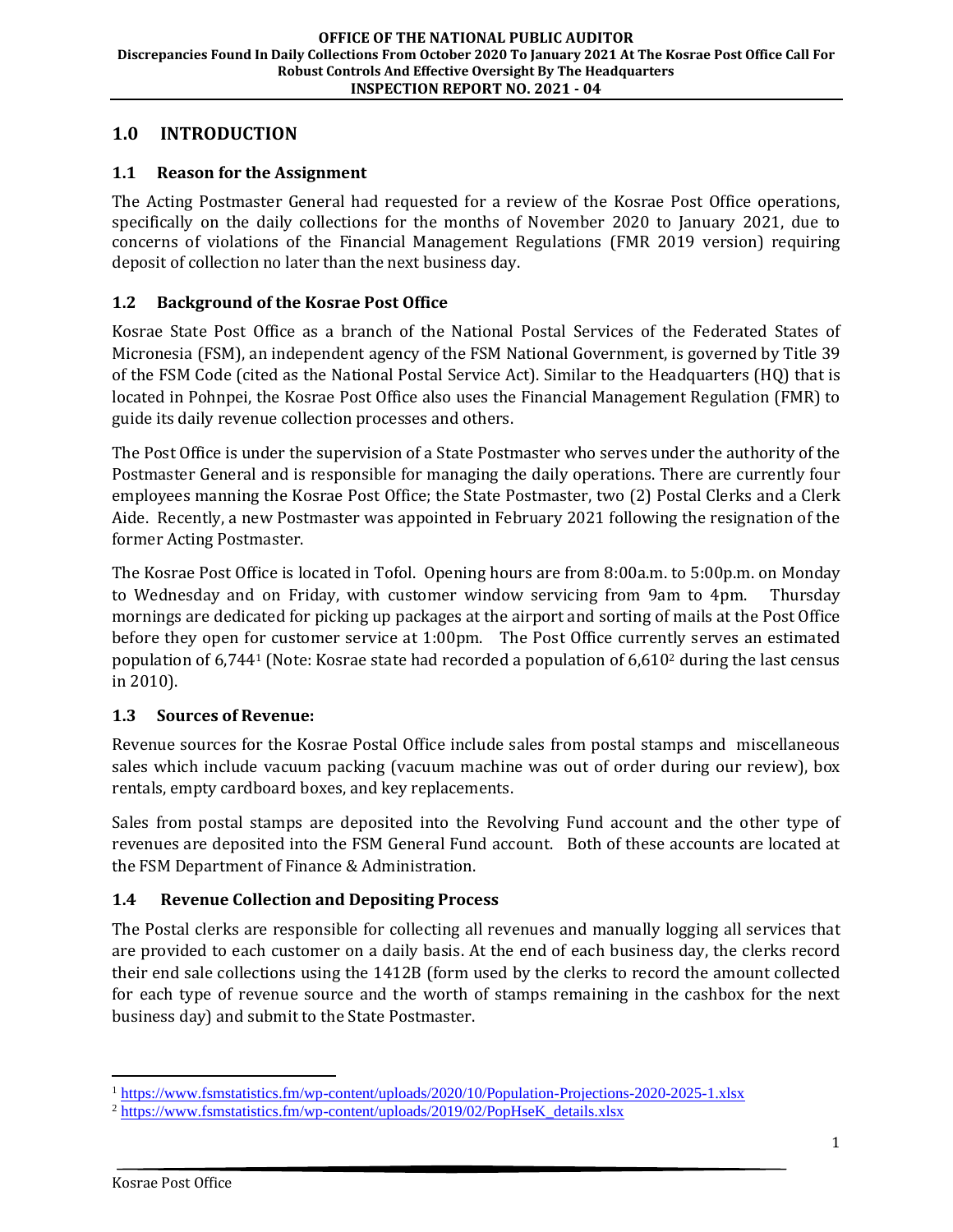## 1.0 INTRODUCTION

### 1.1 Reason for the Assignment

The Acting Postmaster General had requested for a review of the Kosrae Post Office operations, specifically on the daily collections for the months of November 2020 to January 2021, due to concerns of violations of the Financial Management Regulations (FMR 2019 version) requiring deposit of collection no later than the next business day.

### 1.2 Background of the Kosrae Post Office

Kosrae State Post Office as a branch of the National Postal Services of the Federated States of Micronesia (FSM), an independent agency of the FSM National Government, is governed by Title 39 of the FSM Code (cited as the National Postal Service Act). Similar to the Headquarters (HQ) that is located in Pohnpei, the Kosrae Post Office also uses the Financial Management Regulation (FMR) to guide its daily revenue collection processes and others.

The Post Office is under the supervision of a State Postmaster who serves under the authority of the Postmaster General and is responsible for managing the daily operations. There are currently four employees manning the Kosrae Post Office; the State Postmaster, two (2) Postal Clerks and a Clerk Aide. Recently, a new Postmaster was appointed in February 2021 following the resignation of the former Acting Postmaster.

The Kosrae Post Office is located in Tofol. Opening hours are from 8:00a.m. to 5:00p.m. on Monday to Wednesday and on Friday, with customer window servicing from 9am to 4pm. Thursday mornings are dedicated for picking up packages at the airport and sorting of mails at the Post Office before they open for customer service at 1:00pm. The Post Office currently serves an estimated population of 6,744[1] (Note: Kosrae state had recorded a population of 6,610[2] during the last census in 2010).

### 1.3 Sources of Revenue:

Revenue sources for the Kosrae Postal Office include sales from postal stamps and miscellaneous sales which include vacuum packing (vacuum machine was out of order during our review), box rentals, empty cardboard boxes, and key replacements.

Sales from postal stamps are deposited into the Revolving Fund account and the other type of revenues are deposited into the FSM General Fund account. Both of these accounts are located at the FSM Department of Finance & Administration.

### 1.4 Revenue Collection and Depositing Process

The Postal clerks are responsible for collecting all revenues and manually logging all services that are provided to each customer on a daily basis. At the end of each business day, the clerks record their end sale collections using the 1412B (form used by the clerks to record the amount collected for each type of revenue source and the worth of stamps remaining in the cashbox for the next business day) and submit to the State Postmaster.

---

[1] https://www.fsmstatistics.fm/wp-content/uploads/2020/10/Population-Projections-2020-2025-1.xlsx

[2] https://www.fsmstatistics.fm/wp-content/uploads/2019/02/PopHseK_details.xlsx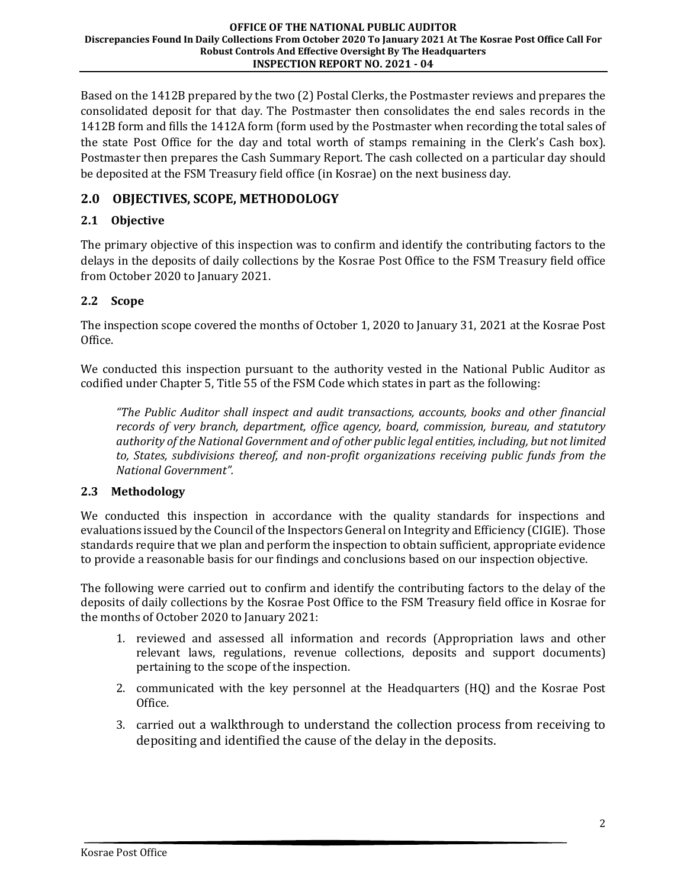Based on the 1412B prepared by the two (2) Postal Clerks, the Postmaster reviews and prepares the consolidated deposit for that day. The Postmaster then consolidates the end sales records in the 1412B form and fills the 1412A form (form used by the Postmaster when recording the total sales of the state Post Office for the day and total worth of stamps remaining in the Clerk's Cash box). Postmaster then prepares the Cash Summary Report. The cash collected on a particular day should be deposited at the FSM Treasury field office (in Kosrae) on the next business day.

## 2.0 OBJECTIVES, SCOPE, METHODOLOGY

### 2.1 Objective

The primary objective of this inspection was to confirm and identify the contributing factors to the delays in the deposits of daily collections by the Kosrae Post Office to the FSM Treasury field office from October 2020 to January 2021.

### 2.2 Scope

The inspection scope covered the months of October 1, 2020 to January 31, 2021 at the Kosrae Post Office.

We conducted this inspection pursuant to the authority vested in the National Public Auditor as codified under Chapter 5, Title 55 of the FSM Code which states in part as the following:

> *"The Public Auditor shall inspect and audit transactions, accounts, books and other financial records of very branch, department, office agency, board, commission, bureau, and statutory authority of the National Government and of other public legal entities, including, but not limited to, States, subdivisions thereof, and non-profit organizations receiving public funds from the National Government".*

### 2.3 Methodology

We conducted this inspection in accordance with the quality standards for inspections and evaluations issued by the Council of the Inspectors General on Integrity and Efficiency (CIGIE). Those standards require that we plan and perform the inspection to obtain sufficient, appropriate evidence to provide a reasonable basis for our findings and conclusions based on our inspection objective.

The following were carried out to confirm and identify the contributing factors to the delay of the deposits of daily collections by the Kosrae Post Office to the FSM Treasury field office in Kosrae for the months of October 2020 to January 2021:

1. reviewed and assessed all information and records (Appropriation laws and other relevant laws, regulations, revenue collections, deposits and support documents) pertaining to the scope of the inspection.
2. communicated with the key personnel at the Headquarters (HQ) and the Kosrae Post Office.
3. carried out a walkthrough to understand the collection process from receiving to depositing and identified the cause of the delay in the deposits.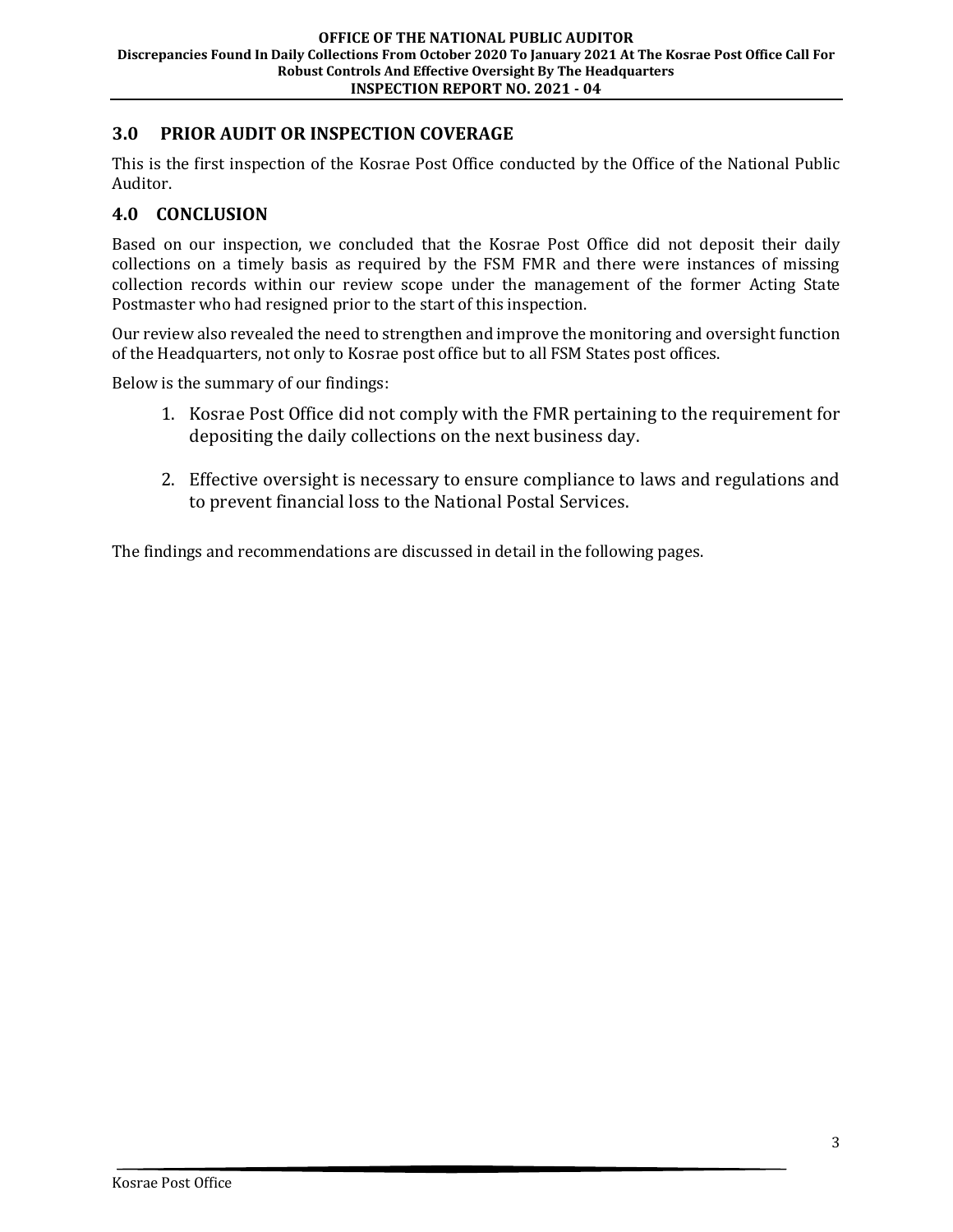## 3.0 PRIOR AUDIT OR INSPECTION COVERAGE

This is the first inspection of the Kosrae Post Office conducted by the Office of the National Public Auditor.

## 4.0 CONCLUSION

Based on our inspection, we concluded that the Kosrae Post Office did not deposit their daily collections on a timely basis as required by the FSM FMR and there were instances of missing collection records within our review scope under the management of the former Acting State Postmaster who had resigned prior to the start of this inspection.

Our review also revealed the need to strengthen and improve the monitoring and oversight function of the Headquarters, not only to Kosrae post office but to all FSM States post offices.

Below is the summary of our findings:

1. Kosrae Post Office did not comply with the FMR pertaining to the requirement for depositing the daily collections on the next business day.

2. Effective oversight is necessary to ensure compliance to laws and regulations and to prevent financial loss to the National Postal Services.

The findings and recommendations are discussed in detail in the following pages.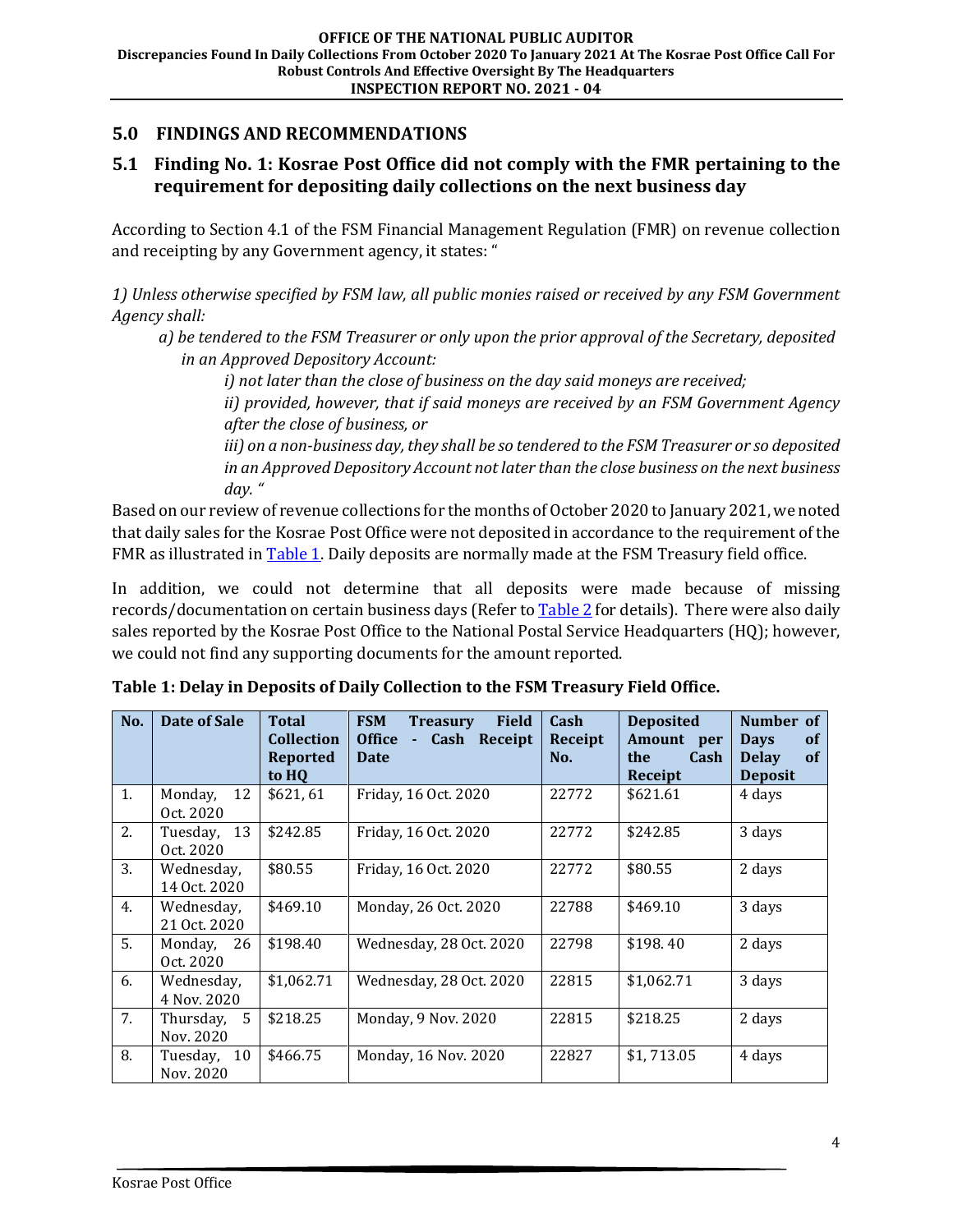## 5.0 FINDINGS AND RECOMMENDATIONS

### 5.1 Finding No. 1: Kosrae Post Office did not comply with the FMR pertaining to the requirement for depositing daily collections on the next business day

According to Section 4.1 of the FSM Financial Management Regulation (FMR) on revenue collection and receipting by any Government agency, it states: "

*1) Unless otherwise specified by FSM law, all public monies raised or received by any FSM Government Agency shall:*

> *a) be tendered to the FSM Treasurer or only upon the prior approval of the Secretary, deposited in an Approved Depository Account:*
>
> > *i) not later than the close of business on the day said moneys are received;*
> >
> > *ii) provided, however, that if said moneys are received by an FSM Government Agency after the close of business, or*
> >
> > *iii) on a non-business day, they shall be so tendered to the FSM Treasurer or so deposited in an Approved Depository Account not later than the close business on the next business day. "*

Based on our review of revenue collections for the months of October 2020 to January 2021, we noted that daily sales for the Kosrae Post Office were not deposited in accordance to the requirement of the FMR as illustrated in Table 1. Daily deposits are normally made at the FSM Treasury field office.

In addition, we could not determine that all deposits were made because of missing records/documentation on certain business days (Refer to Table 2 for details). There were also daily sales reported by the Kosrae Post Office to the National Postal Service Headquarters (HQ); however, we could not find any supporting documents for the amount reported.

**Table 1: Delay in Deposits of Daily Collection to the FSM Treasury Field Office.**

| No. | Date of Sale | Total Collection Reported to HQ | FSM Treasury Field Office - Cash Receipt Date | Cash Receipt No. | Deposited Amount per the Cash Receipt | Number of Days of Delay of Deposit |
|---|---|---|---|---|---|---|
| 1. | Monday, 12 Oct. 2020 | $621, 61 | Friday, 16 Oct. 2020 | 22772 | $621.61 | 4 days |
| 2. | Tuesday, 13 Oct. 2020 | $242.85 | Friday, 16 Oct. 2020 | 22772 | $242.85 | 3 days |
| 3. | Wednesday, 14 Oct. 2020 | $80.55 | Friday, 16 Oct. 2020 | 22772 | $80.55 | 2 days |
| 4. | Wednesday, 21 Oct. 2020 | $469.10 | Monday, 26 Oct. 2020 | 22788 | $469.10 | 3 days |
| 5. | Monday, 26 Oct. 2020 | $198.40 | Wednesday, 28 Oct. 2020 | 22798 | $198. 40 | 2 days |
| 6. | Wednesday, 4 Nov. 2020 | $1,062.71 | Wednesday, 28 Oct. 2020 | 22815 | $1,062.71 | 3 days |
| 7. | Thursday, 5 Nov. 2020 | $218.25 | Monday, 9 Nov. 2020 | 22815 | $218.25 | 2 days |
| 8. | Tuesday, 10 Nov. 2020 | $466.75 | Monday, 16 Nov. 2020 | 22827 | $1, 713.05 | 4 days |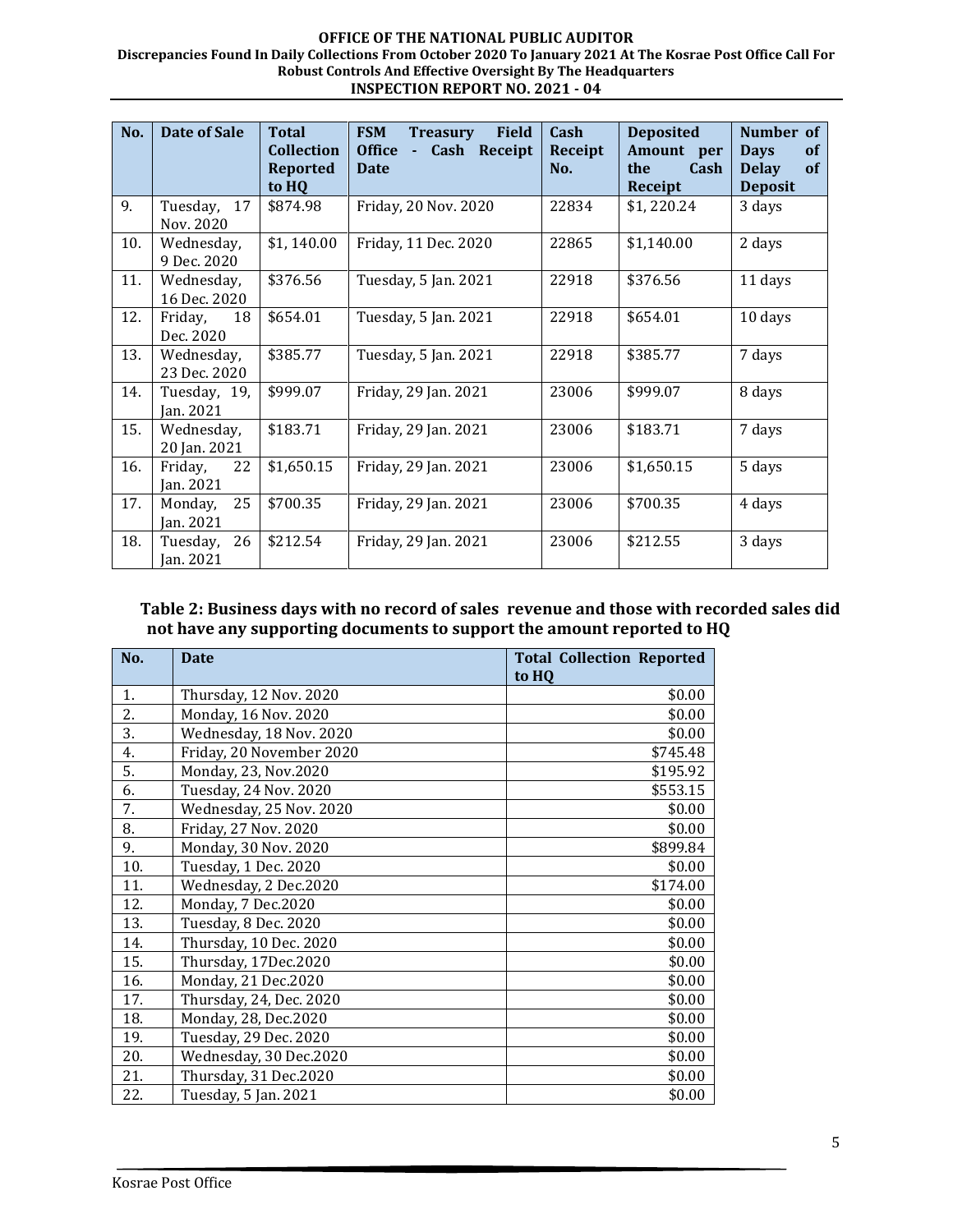| No. | Date of Sale | Total Collection Reported to HQ | FSM Treasury Field Office - Cash Receipt Date | Cash Receipt No. | Deposited Amount per the Cash Receipt | Number of Days of Delay of Deposit |
|---|---|---|---|---|---|---|
| 9. | Tuesday, 17 Nov. 2020 | $874.98 | Friday, 20 Nov. 2020 | 22834 | $1, 220.24 | 3 days |
| 10. | Wednesday, 9 Dec. 2020 | $1, 140.00 | Friday, 11 Dec. 2020 | 22865 | $1,140.00 | 2 days |
| 11. | Wednesday, 16 Dec. 2020 | $376.56 | Tuesday, 5 Jan. 2021 | 22918 | $376.56 | 11 days |
| 12. | Friday, 18 Dec. 2020 | $654.01 | Tuesday, 5 Jan. 2021 | 22918 | $654.01 | 10 days |
| 13. | Wednesday, 23 Dec. 2020 | $385.77 | Tuesday, 5 Jan. 2021 | 22918 | $385.77 | 7 days |
| 14. | Tuesday, 19, Jan. 2021 | $999.07 | Friday, 29 Jan. 2021 | 23006 | $999.07 | 8 days |
| 15. | Wednesday, 20 Jan. 2021 | $183.71 | Friday, 29 Jan. 2021 | 23006 | $183.71 | 7 days |
| 16. | Friday, 22 Jan. 2021 | $1,650.15 | Friday, 29 Jan. 2021 | 23006 | $1,650.15 | 5 days |
| 17. | Monday, 25 Jan. 2021 | $700.35 | Friday, 29 Jan. 2021 | 23006 | $700.35 | 4 days |
| 18. | Tuesday, 26 Jan. 2021 | $212.54 | Friday, 29 Jan. 2021 | 23006 | $212.55 | 3 days |

**Table 2: Business days with no record of sales revenue and those with recorded sales did not have any supporting documents to support the amount reported to HQ**

| No. | Date | Total Collection Reported to HQ |
|---|---|---|
| 1. | Thursday, 12 Nov. 2020 | $0.00 |
| 2. | Monday, 16 Nov. 2020 | $0.00 |
| 3. | Wednesday, 18 Nov. 2020 | $0.00 |
| 4. | Friday, 20 November 2020 | $745.48 |
| 5. | Monday, 23, Nov.2020 | $195.92 |
| 6. | Tuesday, 24 Nov. 2020 | $553.15 |
| 7. | Wednesday, 25 Nov. 2020 | $0.00 |
| 8. | Friday, 27 Nov. 2020 | $0.00 |
| 9. | Monday, 30 Nov. 2020 | $899.84 |
| 10. | Tuesday, 1 Dec. 2020 | $0.00 |
| 11. | Wednesday, 2 Dec.2020 | $174.00 |
| 12. | Monday, 7 Dec.2020 | $0.00 |
| 13. | Tuesday, 8 Dec. 2020 | $0.00 |
| 14. | Thursday, 10 Dec. 2020 | $0.00 |
| 15. | Thursday, 17Dec.2020 | $0.00 |
| 16. | Monday, 21 Dec.2020 | $0.00 |
| 17. | Thursday, 24, Dec. 2020 | $0.00 |
| 18. | Monday, 28, Dec.2020 | $0.00 |
| 19. | Tuesday, 29 Dec. 2020 | $0.00 |
| 20. | Wednesday, 30 Dec.2020 | $0.00 |
| 21. | Thursday, 31 Dec.2020 | $0.00 |
| 22. | Tuesday, 5 Jan. 2021 | $0.00 |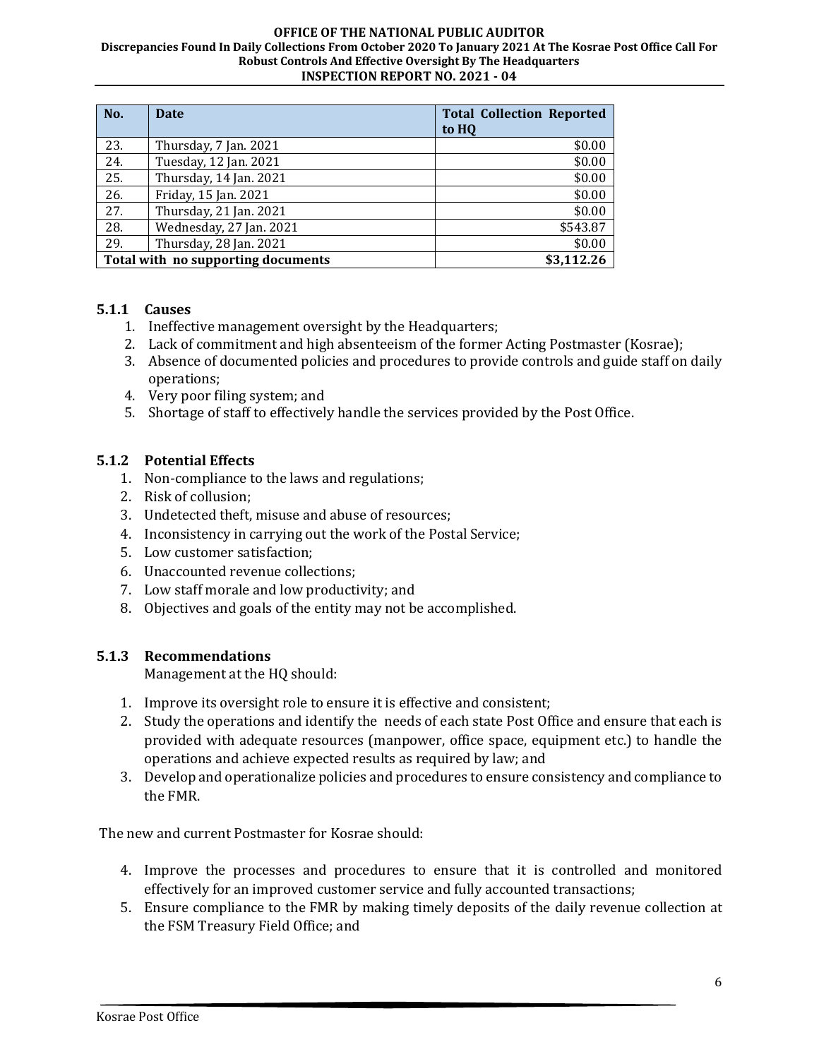| No. | Date | Total Collection Reported to HQ |
|---|---|---|
| 23. | Thursday, 7 Jan. 2021 | $0.00 |
| 24. | Tuesday, 12 Jan. 2021 | $0.00 |
| 25. | Thursday, 14 Jan. 2021 | $0.00 |
| 26. | Friday, 15 Jan. 2021 | $0.00 |
| 27. | Thursday, 21 Jan. 2021 | $0.00 |
| 28. | Wednesday, 27 Jan. 2021 | $543.87 |
| 29. | Thursday, 28 Jan. 2021 | $0.00 |
| **Total with no supporting documents** | | **$3,112.26** |

### 5.1.1 Causes

1. Ineffective management oversight by the Headquarters;
2. Lack of commitment and high absenteeism of the former Acting Postmaster (Kosrae);
3. Absence of documented policies and procedures to provide controls and guide staff on daily operations;
4. Very poor filing system; and
5. Shortage of staff to effectively handle the services provided by the Post Office.

### 5.1.2 Potential Effects

1. Non-compliance to the laws and regulations;
2. Risk of collusion;
3. Undetected theft, misuse and abuse of resources;
4. Inconsistency in carrying out the work of the Postal Service;
5. Low customer satisfaction;
6. Unaccounted revenue collections;
7. Low staff morale and low productivity; and
8. Objectives and goals of the entity may not be accomplished.

### 5.1.3 Recommendations

Management at the HQ should:

1. Improve its oversight role to ensure it is effective and consistent;
2. Study the operations and identify the needs of each state Post Office and ensure that each is provided with adequate resources (manpower, office space, equipment etc.) to handle the operations and achieve expected results as required by law; and
3. Develop and operationalize policies and procedures to ensure consistency and compliance to the FMR.

The new and current Postmaster for Kosrae should:

4. Improve the processes and procedures to ensure that it is controlled and monitored effectively for an improved customer service and fully accounted transactions;
5. Ensure compliance to the FMR by making timely deposits of the daily revenue collection at the FSM Treasury Field Office; and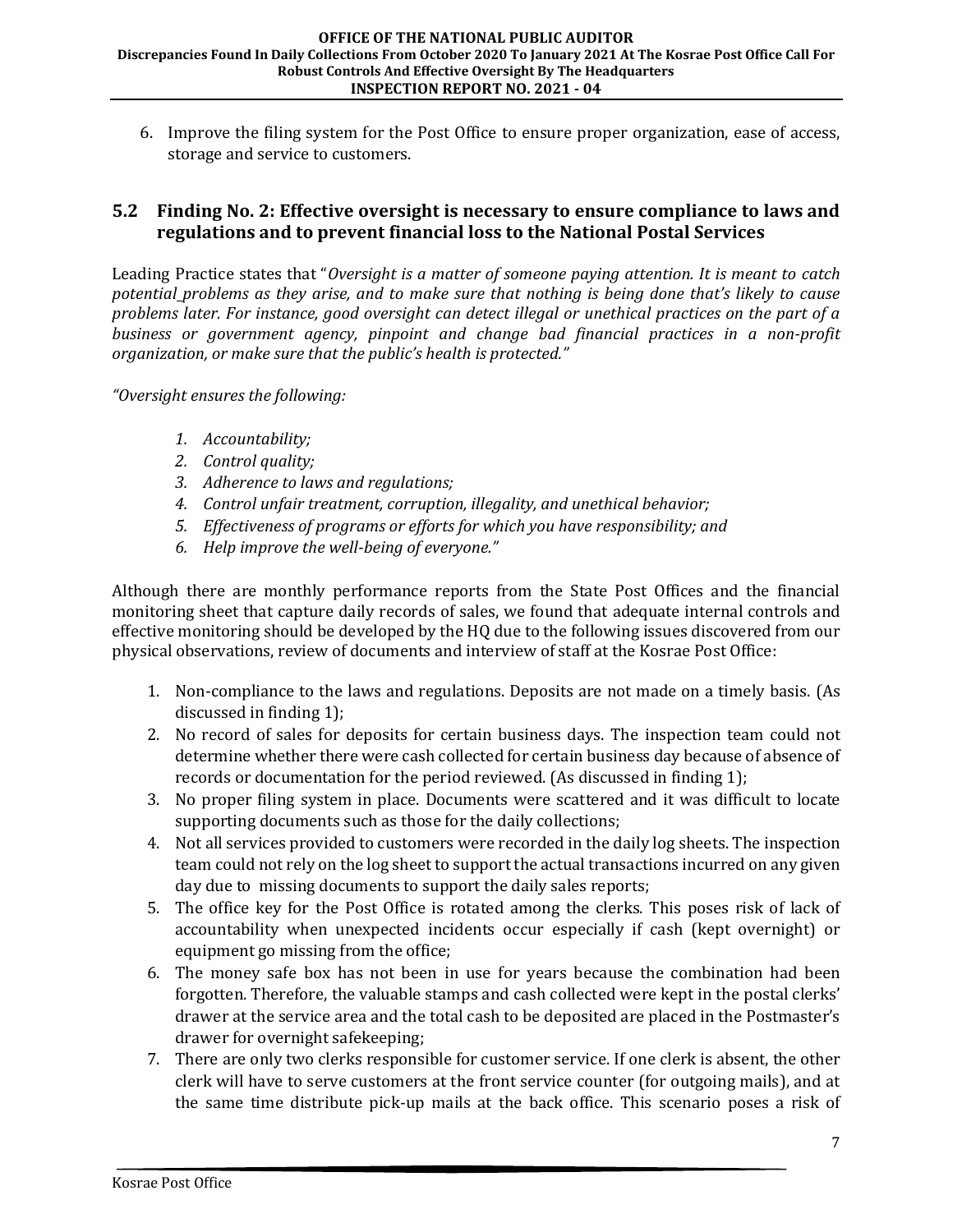6. Improve the filing system for the Post Office to ensure proper organization, ease of access, storage and service to customers.

## 5.2 Finding No. 2: Effective oversight is necessary to ensure compliance to laws and regulations and to prevent financial loss to the National Postal Services

Leading Practice states that "*Oversight is a matter of someone paying attention. It is meant to catch potential problems as they arise, and to make sure that nothing is being done that's likely to cause problems later. For instance, good oversight can detect illegal or unethical practices on the part of a business or government agency, pinpoint and change bad financial practices in a non-profit organization, or make sure that the public's health is protected.*"

*"Oversight ensures the following:*

1. *Accountability;*
2. *Control quality;*
3. *Adherence to laws and regulations;*
4. *Control unfair treatment, corruption, illegality, and unethical behavior;*
5. *Effectiveness of programs or efforts for which you have responsibility; and*
6. *Help improve the well-being of everyone."*

Although there are monthly performance reports from the State Post Offices and the financial monitoring sheet that capture daily records of sales, we found that adequate internal controls and effective monitoring should be developed by the HQ due to the following issues discovered from our physical observations, review of documents and interview of staff at the Kosrae Post Office:

1. Non-compliance to the laws and regulations. Deposits are not made on a timely basis. (As discussed in finding 1);
2. No record of sales for deposits for certain business days. The inspection team could not determine whether there were cash collected for certain business day because of absence of records or documentation for the period reviewed. (As discussed in finding 1);
3. No proper filing system in place. Documents were scattered and it was difficult to locate supporting documents such as those for the daily collections;
4. Not all services provided to customers were recorded in the daily log sheets. The inspection team could not rely on the log sheet to support the actual transactions incurred on any given day due to missing documents to support the daily sales reports;
5. The office key for the Post Office is rotated among the clerks. This poses risk of lack of accountability when unexpected incidents occur especially if cash (kept overnight) or equipment go missing from the office;
6. The money safe box has not been in use for years because the combination had been forgotten. Therefore, the valuable stamps and cash collected were kept in the postal clerks' drawer at the service area and the total cash to be deposited are placed in the Postmaster's drawer for overnight safekeeping;
7. There are only two clerks responsible for customer service. If one clerk is absent, the other clerk will have to serve customers at the front service counter (for outgoing mails), and at the same time distribute pick-up mails at the back office. This scenario poses a risk of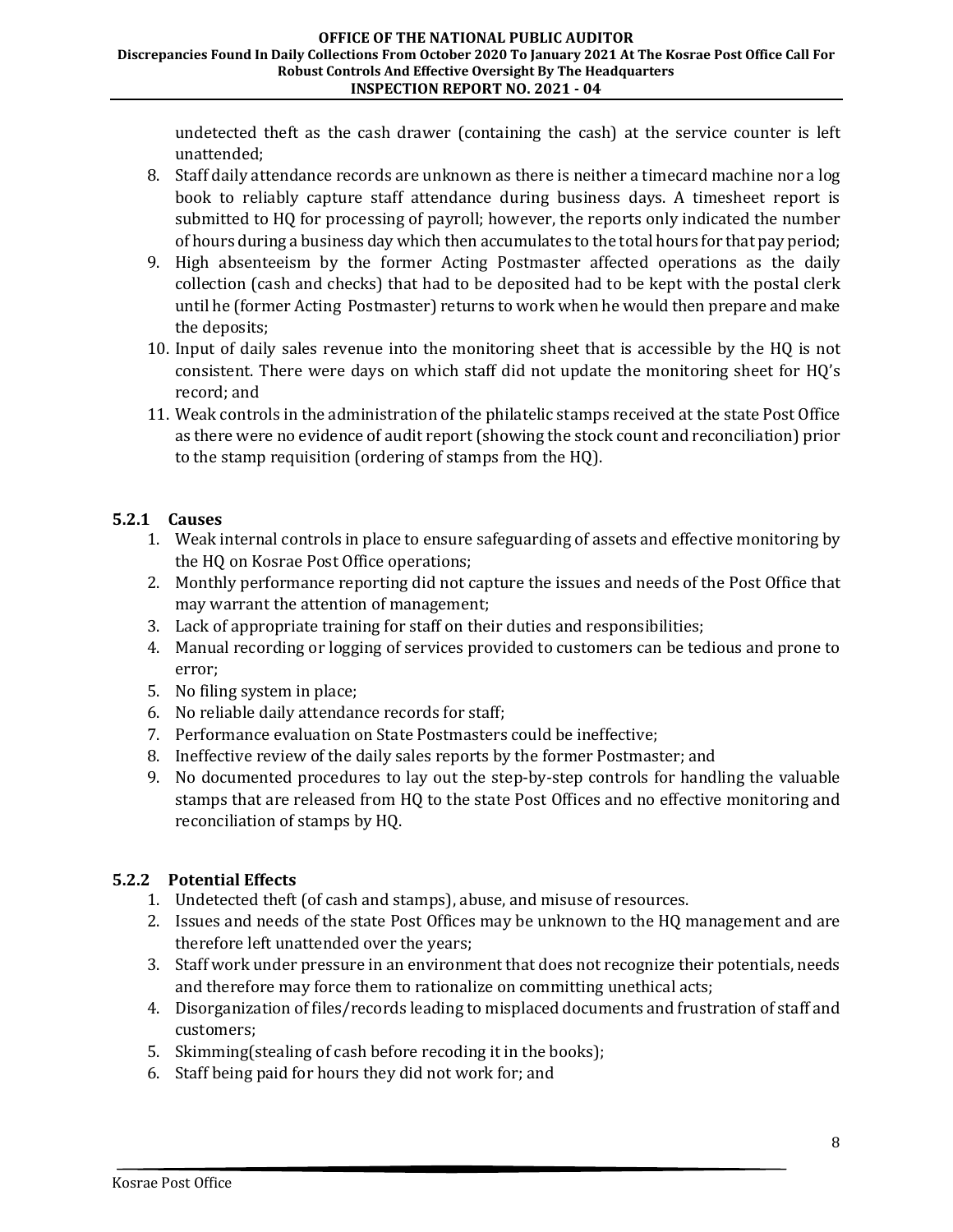undetected theft as the cash drawer (containing the cash) at the service counter is left unattended;

8. Staff daily attendance records are unknown as there is neither a timecard machine nor a log book to reliably capture staff attendance during business days. A timesheet report is submitted to HQ for processing of payroll; however, the reports only indicated the number of hours during a business day which then accumulates to the total hours for that pay period;
9. High absenteeism by the former Acting Postmaster affected operations as the daily collection (cash and checks) that had to be deposited had to be kept with the postal clerk until he (former Acting Postmaster) returns to work when he would then prepare and make the deposits;
10. Input of daily sales revenue into the monitoring sheet that is accessible by the HQ is not consistent. There were days on which staff did not update the monitoring sheet for HQ's record; and
11. Weak controls in the administration of the philatelic stamps received at the state Post Office as there were no evidence of audit report (showing the stock count and reconciliation) prior to the stamp requisition (ordering of stamps from the HQ).

### 5.2.1 Causes

1. Weak internal controls in place to ensure safeguarding of assets and effective monitoring by the HQ on Kosrae Post Office operations;
2. Monthly performance reporting did not capture the issues and needs of the Post Office that may warrant the attention of management;
3. Lack of appropriate training for staff on their duties and responsibilities;
4. Manual recording or logging of services provided to customers can be tedious and prone to error;
5. No filing system in place;
6. No reliable daily attendance records for staff;
7. Performance evaluation on State Postmasters could be ineffective;
8. Ineffective review of the daily sales reports by the former Postmaster; and
9. No documented procedures to lay out the step-by-step controls for handling the valuable stamps that are released from HQ to the state Post Offices and no effective monitoring and reconciliation of stamps by HQ.

### 5.2.2 Potential Effects

1. Undetected theft (of cash and stamps), abuse, and misuse of resources.
2. Issues and needs of the state Post Offices may be unknown to the HQ management and are therefore left unattended over the years;
3. Staff work under pressure in an environment that does not recognize their potentials, needs and therefore may force them to rationalize on committing unethical acts;
4. Disorganization of files/records leading to misplaced documents and frustration of staff and customers;
5. Skimming(stealing of cash before recoding it in the books);
6. Staff being paid for hours they did not work for; and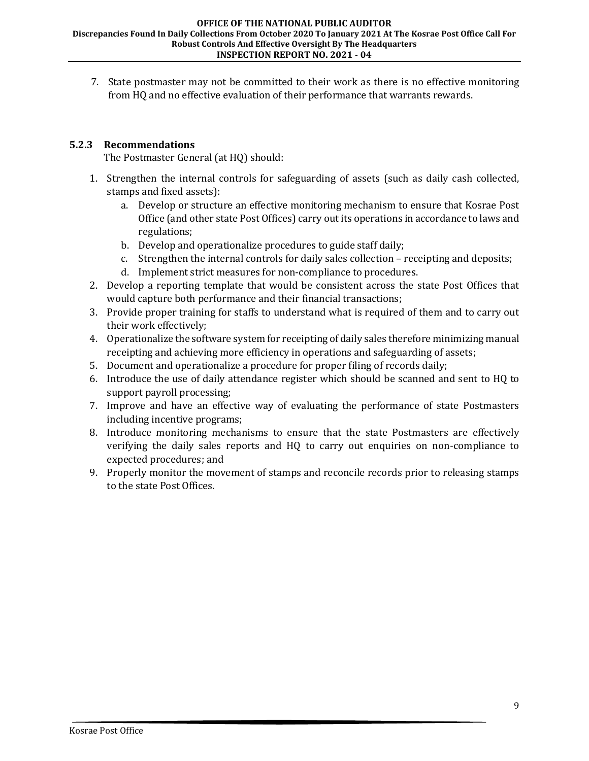7. State postmaster may not be committed to their work as there is no effective monitoring from HQ and no effective evaluation of their performance that warrants rewards.

### 5.2.3 Recommendations

The Postmaster General (at HQ) should:

1. Strengthen the internal controls for safeguarding of assets (such as daily cash collected, stamps and fixed assets):
   a. Develop or structure an effective monitoring mechanism to ensure that Kosrae Post Office (and other state Post Offices) carry out its operations in accordance to laws and regulations;
   b. Develop and operationalize procedures to guide staff daily;
   c. Strengthen the internal controls for daily sales collection – receipting and deposits;
   d. Implement strict measures for non-compliance to procedures.
2. Develop a reporting template that would be consistent across the state Post Offices that would capture both performance and their financial transactions;
3. Provide proper training for staffs to understand what is required of them and to carry out their work effectively;
4. Operationalize the software system for receipting of daily sales therefore minimizing manual receipting and achieving more efficiency in operations and safeguarding of assets;
5. Document and operationalize a procedure for proper filing of records daily;
6. Introduce the use of daily attendance register which should be scanned and sent to HQ to support payroll processing;
7. Improve and have an effective way of evaluating the performance of state Postmasters including incentive programs;
8. Introduce monitoring mechanisms to ensure that the state Postmasters are effectively verifying the daily sales reports and HQ to carry out enquiries on non-compliance to expected procedures; and
9. Properly monitor the movement of stamps and reconcile records prior to releasing stamps to the state Post Offices.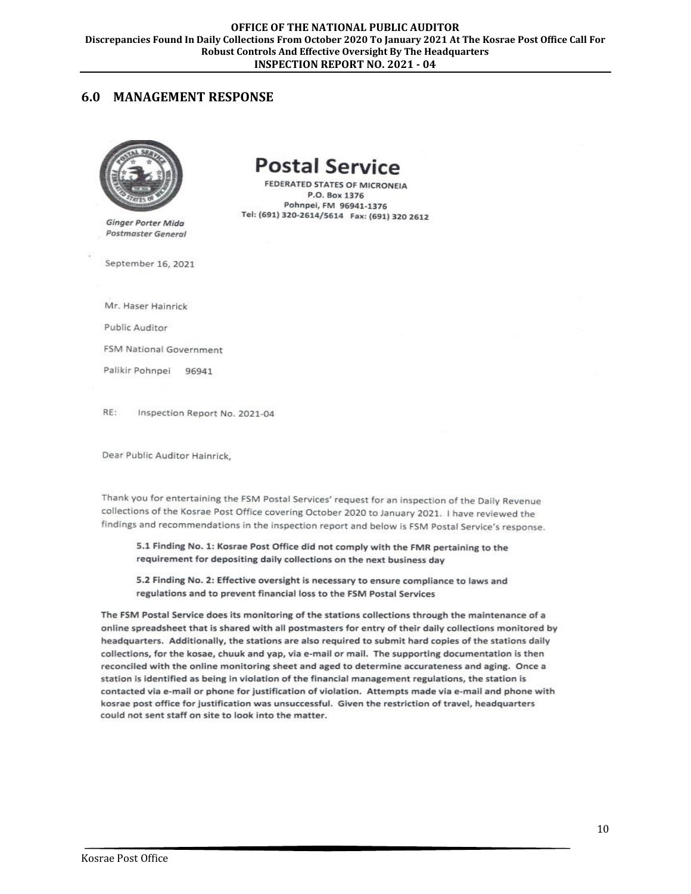## 6.0 MANAGEMENT RESPONSE

# Postal Service

FEDERATED STATES OF MICRONEIA
P.O. Box 1376
Pohnpei, FM 96941-1376
Tel: (691) 320-2614/5614 Fax: (691) 320 2612

*Ginger Porter Mida*
*Postmaster General*

September 16, 2021

Mr. Haser Hainrick

Public Auditor

FSM National Government

Palikir Pohnpei 96941

RE: Inspection Report No. 2021-04

Dear Public Auditor Hainrick,

Thank you for entertaining the FSM Postal Services' request for an inspection of the Daily Revenue collections of the Kosrae Post Office covering October 2020 to January 2021. I have reviewed the findings and recommendations in the inspection report and below is FSM Postal Service's response.

> **5.1 Finding No. 1: Kosrae Post Office did not comply with the FMR pertaining to the requirement for depositing daily collections on the next business day**
>
> **5.2 Finding No. 2: Effective oversight is necessary to ensure compliance to laws and regulations and to prevent financial loss to the FSM Postal Services**

**The FSM Postal Service does its monitoring of the stations collections through the maintenance of a online spreadsheet that is shared with all postmasters for entry of their daily collections monitored by headquarters. Additionally, the stations are also required to submit hard copies of the stations daily collections, for the kosae, chuuk and yap, via e-mail or mail. The supporting documentation is then reconciled with the online monitoring sheet and aged to determine accurateness and aging. Once a station is identified as being in violation of the financial management regulations, the station is contacted via e-mail or phone for justification of violation. Attempts made via e-mail and phone with kosrae post office for justification was unsuccessful. Given the restriction of travel, headquarters could not sent staff on site to look into the matter.**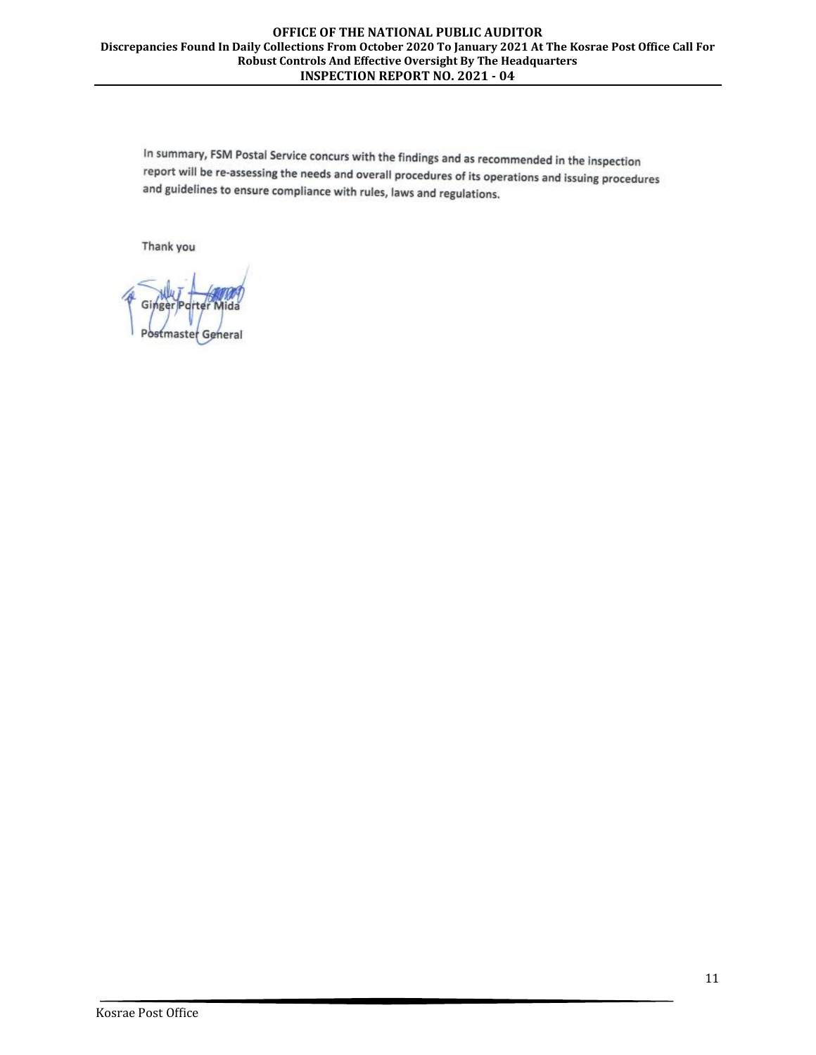In summary, FSM Postal Service concurs with the findings and as recommended in the inspection report will be re-assessing the needs and overall procedures of its operations and issuing procedures and guidelines to ensure compliance with rules, laws and regulations.

Thank you

Ginger Porter Mida

Postmaster General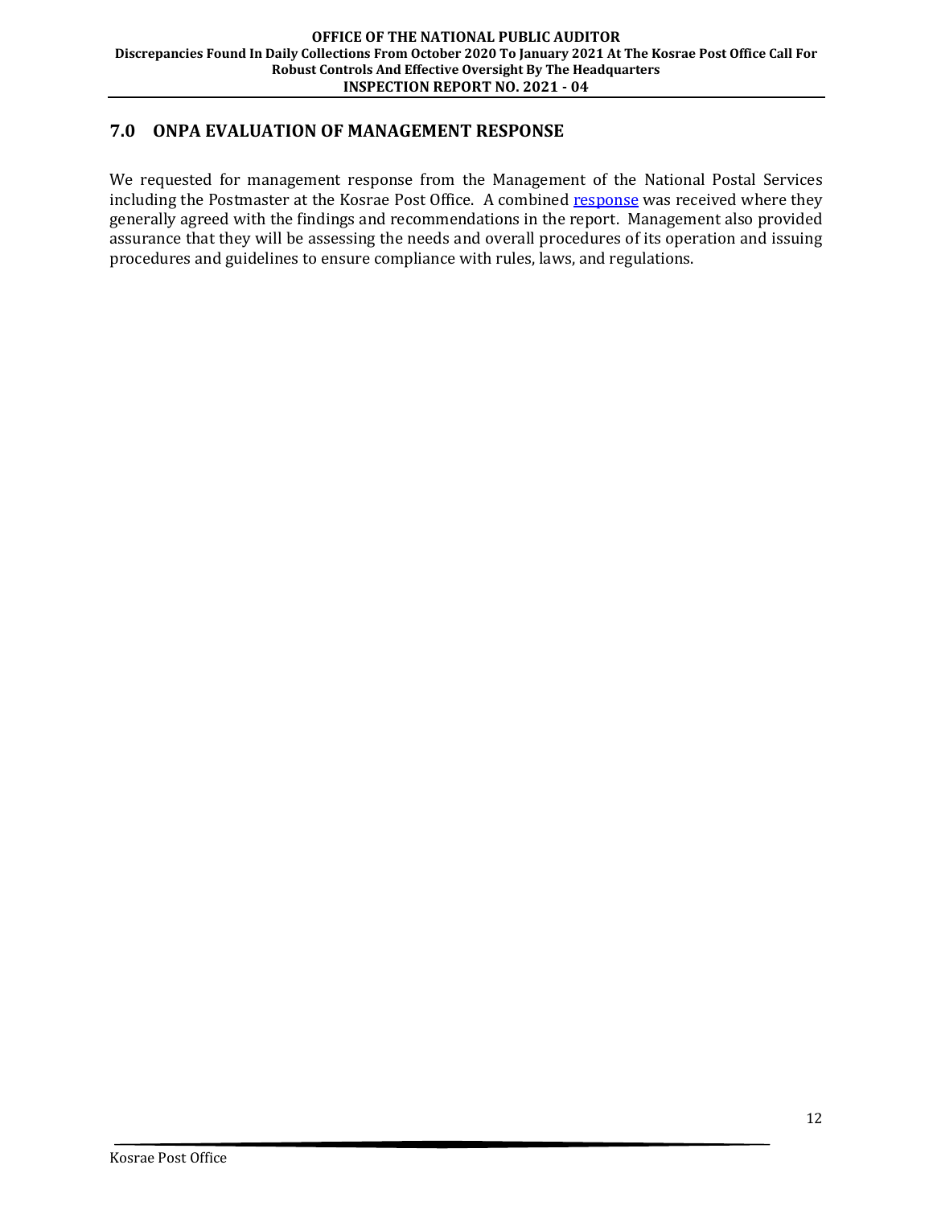## 7.0 ONPA EVALUATION OF MANAGEMENT RESPONSE

We requested for management response from the Management of the National Postal Services including the Postmaster at the Kosrae Post Office. A combined response was received where they generally agreed with the findings and recommendations in the report. Management also provided assurance that they will be assessing the needs and overall procedures of its operation and issuing procedures and guidelines to ensure compliance with rules, laws, and regulations.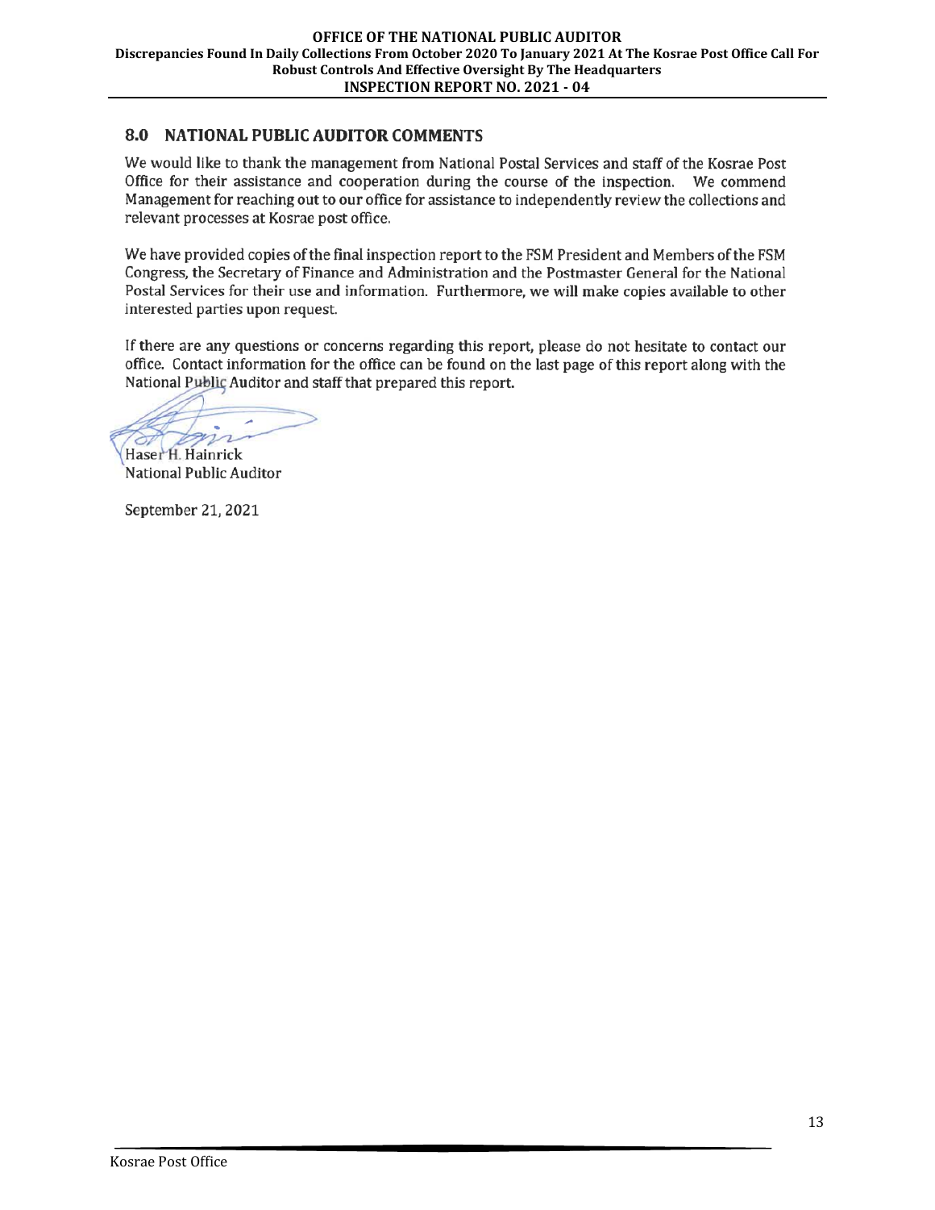## 8.0 NATIONAL PUBLIC AUDITOR COMMENTS

We would like to thank the management from National Postal Services and staff of the Kosrae Post Office for their assistance and cooperation during the course of the inspection. We commend Management for reaching out to our office for assistance to independently review the collections and relevant processes at Kosrae post office.

We have provided copies of the final inspection report to the FSM President and Members of the FSM Congress, the Secretary of Finance and Administration and the Postmaster General for the National Postal Services for their use and information. Furthermore, we will make copies available to other interested parties upon request.

If there are any questions or concerns regarding this report, please do not hesitate to contact our office. Contact information for the office can be found on the last page of this report along with the National Public Auditor and staff that prepared this report.

Haser H. Hainrick
National Public Auditor

September 21, 2021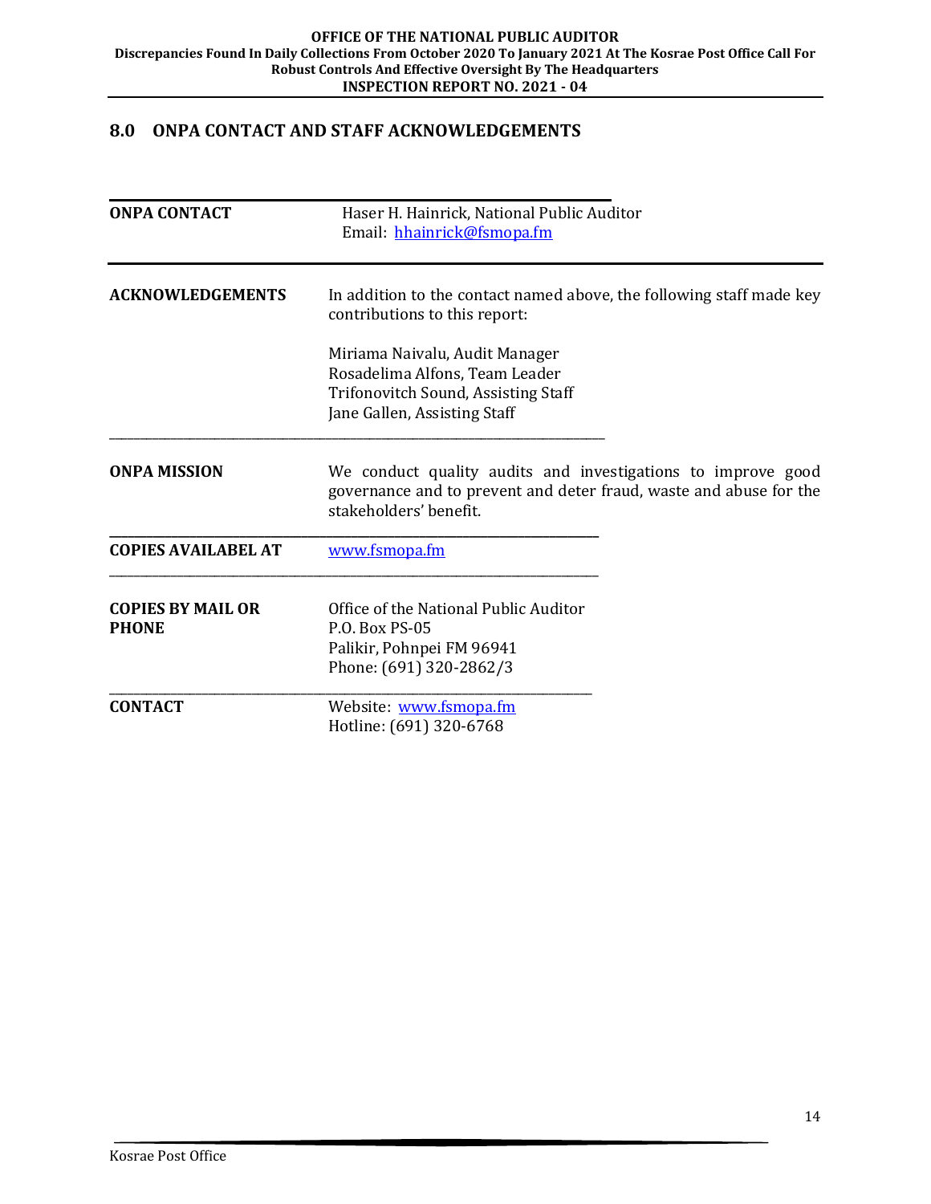## 8.0 ONPA CONTACT AND STAFF ACKNOWLEDGEMENTS

| | |
|---|---|
| **ONPA CONTACT** | Haser H. Hainrick, National Public Auditor<br>Email: hhainrick@fsmopa.fm |
| **ACKNOWLEDGEMENTS** | In addition to the contact named above, the following staff made key contributions to this report:<br><br>Miriama Naivalu, Audit Manager<br>Rosadelima Alfons, Team Leader<br>Trifonovitch Sound, Assisting Staff<br>Jane Gallen, Assisting Staff |
| **ONPA MISSION** | We conduct quality audits and investigations to improve good governance and to prevent and deter fraud, waste and abuse for the stakeholders' benefit. |
| **COPIES AVAILABEL AT** | www.fsmopa.fm |
| **COPIES BY MAIL OR PHONE** | Office of the National Public Auditor<br>P.O. Box PS-05<br>Palikir, Pohnpei FM 96941<br>Phone: (691) 320-2862/3 |
| **CONTACT** | Website: www.fsmopa.fm<br>Hotline: (691) 320-6768 |